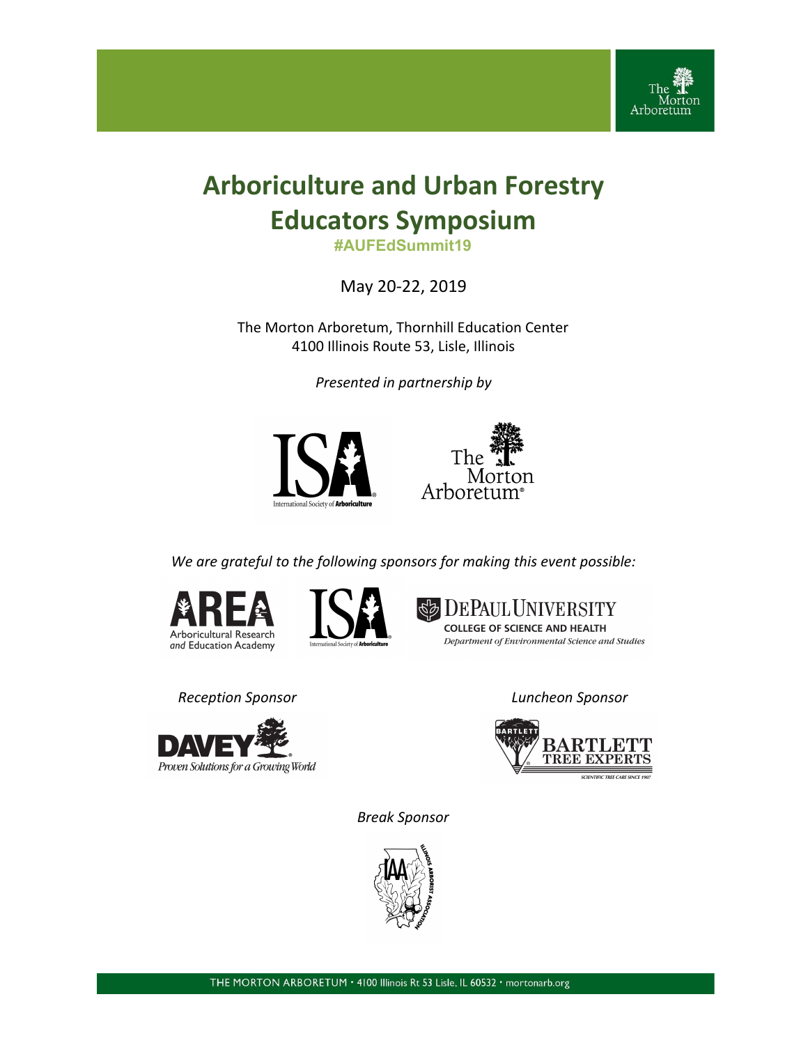# Arboriculture and Urban Forestry Educators Symposium

**#AUFEdSummit19**

May 20-22, 2019

The Morton Arboretum, Thornhill Education Center
4100 Illinois Route 53, Lisle, Illinois

*Presented in partnership by*

International Society of Arboriculture

The Morton Arboretum

*We are grateful to the following sponsors for making this event possible:*

Arboricultural Research and Education Academy

International Society of Arboriculture

DePaul University College of Science and Health, Department of Environmental Science and Studies

*Reception Sponsor*

Davey — Proven Solutions for a Growing World

*Luncheon Sponsor*

Bartlett Tree Experts — Scientific Tree Care Since 1907

*Break Sponsor*

Illinois Arborist Association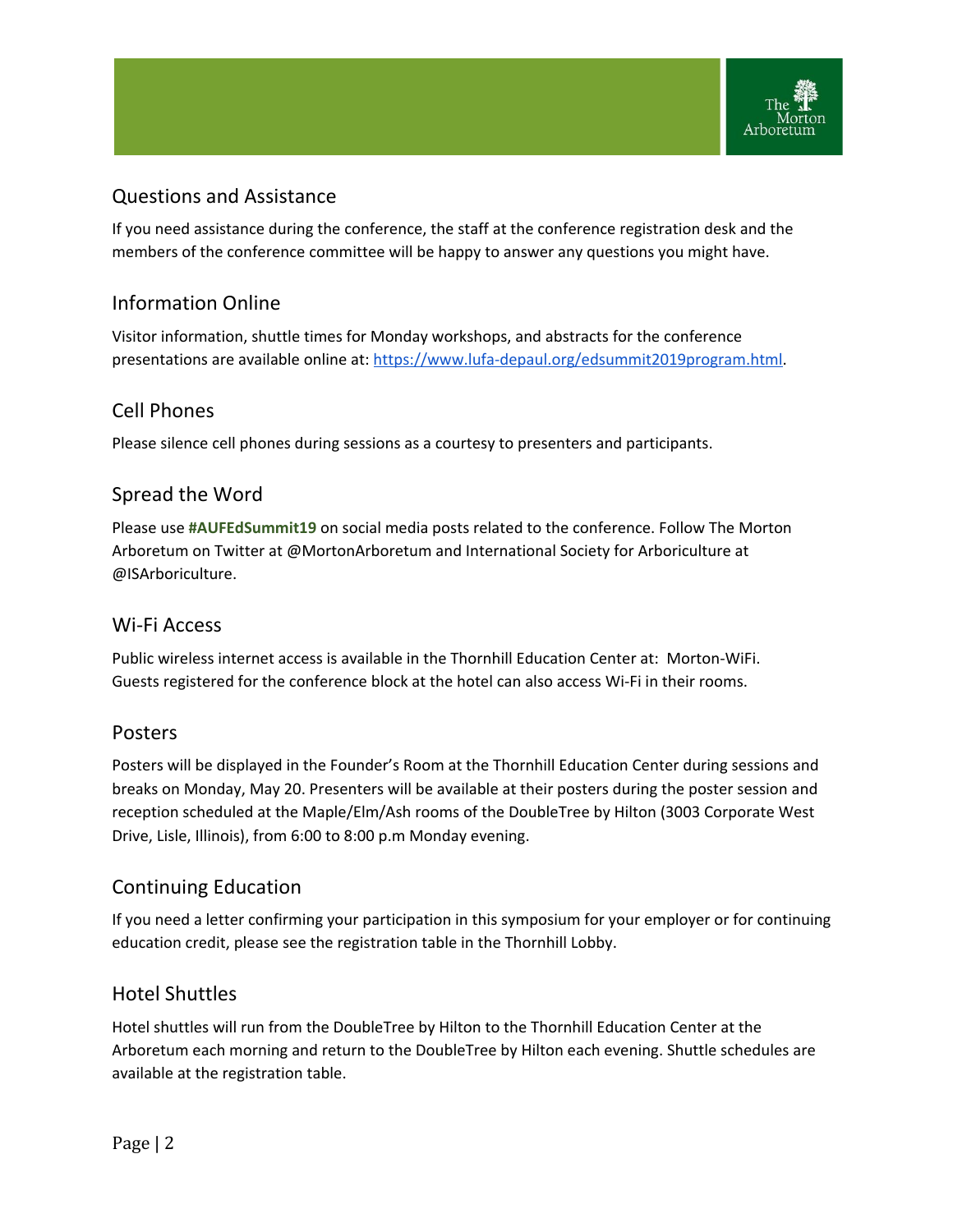## Questions and Assistance

If you need assistance during the conference, the staff at the conference registration desk and the members of the conference committee will be happy to answer any questions you might have.

## Information Online

Visitor information, shuttle times for Monday workshops, and abstracts for the conference presentations are available online at: [https://www.lufa-depaul.org/edsummit2019program.html](https://www.lufa-depaul.org/edsummit2019program.html).

## Cell Phones

Please silence cell phones during sessions as a courtesy to presenters and participants.

## Spread the Word

Please use **#AUFEdSummit19** on social media posts related to the conference. Follow The Morton Arboretum on Twitter at @MortonArboretum and International Society for Arboriculture at @ISArboriculture.

## Wi-Fi Access

Public wireless internet access is available in the Thornhill Education Center at: Morton-WiFi. Guests registered for the conference block at the hotel can also access Wi-Fi in their rooms.

## Posters

Posters will be displayed in the Founder's Room at the Thornhill Education Center during sessions and breaks on Monday, May 20. Presenters will be available at their posters during the poster session and reception scheduled at the Maple/Elm/Ash rooms of the DoubleTree by Hilton (3003 Corporate West Drive, Lisle, Illinois), from 6:00 to 8:00 p.m Monday evening.

## Continuing Education

If you need a letter confirming your participation in this symposium for your employer or for continuing education credit, please see the registration table in the Thornhill Lobby.

## Hotel Shuttles

Hotel shuttles will run from the DoubleTree by Hilton to the Thornhill Education Center at the Arboretum each morning and return to the DoubleTree by Hilton each evening. Shuttle schedules are available at the registration table.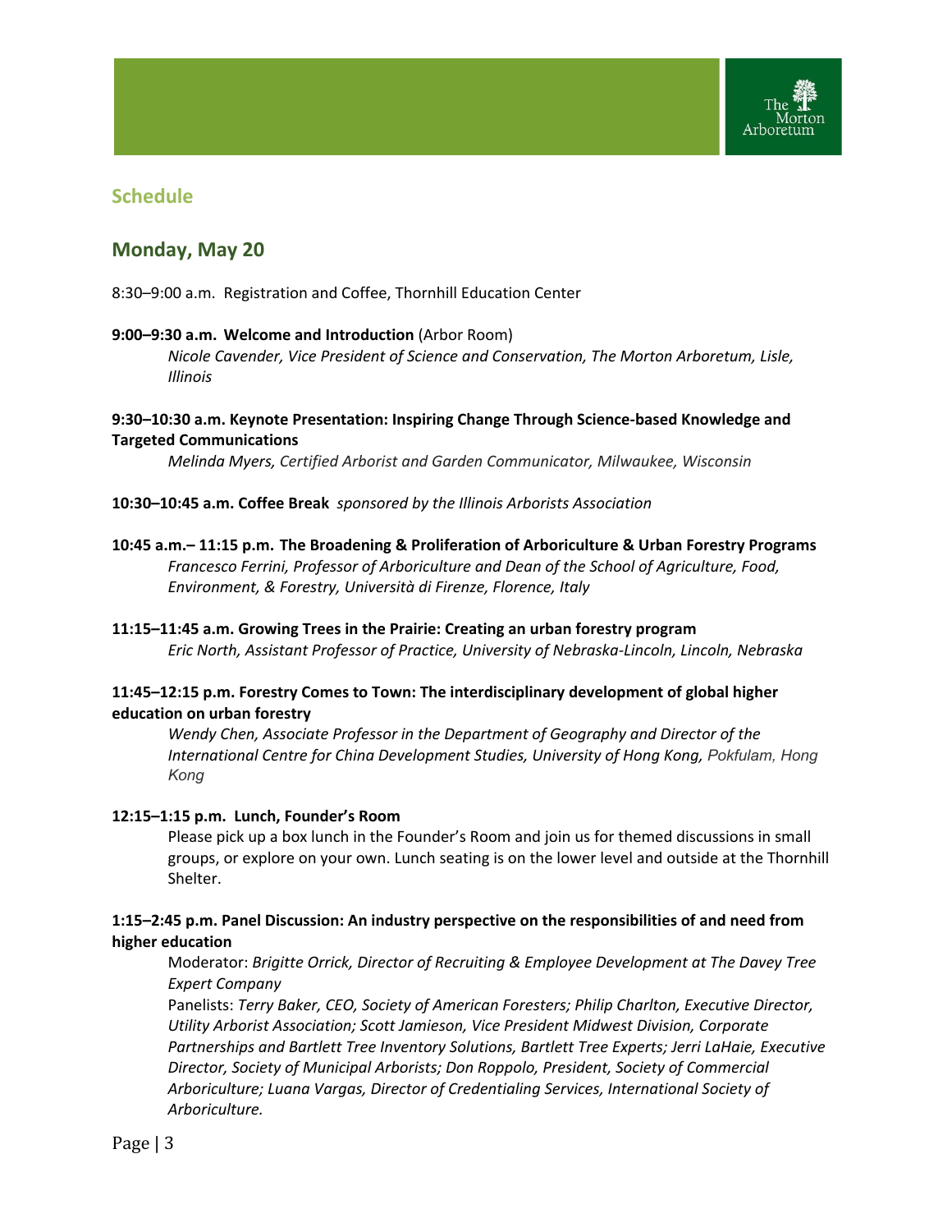## Schedule

## Monday, May 20

8:30–9:00 a.m. Registration and Coffee, Thornhill Education Center

**9:00–9:30 a.m. Welcome and Introduction** (Arbor Room)
*Nicole Cavender, Vice President of Science and Conservation, The Morton Arboretum, Lisle, Illinois*

**9:30–10:30 a.m. Keynote Presentation: Inspiring Change Through Science-based Knowledge and Targeted Communications**
*Melinda Myers, Certified Arborist and Garden Communicator, Milwaukee, Wisconsin*

**10:30–10:45 a.m. Coffee Break** *sponsored by the Illinois Arborists Association*

**10:45 a.m.– 11:15 p.m. The Broadening & Proliferation of Arboriculture & Urban Forestry Programs**
*Francesco Ferrini, Professor of Arboriculture and Dean of the School of Agriculture, Food, Environment, & Forestry, Università di Firenze, Florence, Italy*

**11:15–11:45 a.m. Growing Trees in the Prairie: Creating an urban forestry program**
*Eric North, Assistant Professor of Practice, University of Nebraska-Lincoln, Lincoln, Nebraska*

**11:45–12:15 p.m. Forestry Comes to Town: The interdisciplinary development of global higher education on urban forestry**
*Wendy Chen, Associate Professor in the Department of Geography and Director of the International Centre for China Development Studies, University of Hong Kong, Pokfulam, Hong Kong*

**12:15–1:15 p.m. Lunch, Founder's Room**
Please pick up a box lunch in the Founder's Room and join us for themed discussions in small groups, or explore on your own. Lunch seating is on the lower level and outside at the Thornhill Shelter.

**1:15–2:45 p.m. Panel Discussion: An industry perspective on the responsibilities of and need from higher education**
Moderator: *Brigitte Orrick, Director of Recruiting & Employee Development at The Davey Tree Expert Company*
Panelists: *Terry Baker, CEO, Society of American Foresters; Philip Charlton, Executive Director, Utility Arborist Association; Scott Jamieson, Vice President Midwest Division, Corporate Partnerships and Bartlett Tree Inventory Solutions, Bartlett Tree Experts; Jerri LaHaie, Executive Director, Society of Municipal Arborists; Don Roppolo, President, Society of Commercial Arboriculture; Luana Vargas, Director of Credentialing Services, International Society of Arboriculture.*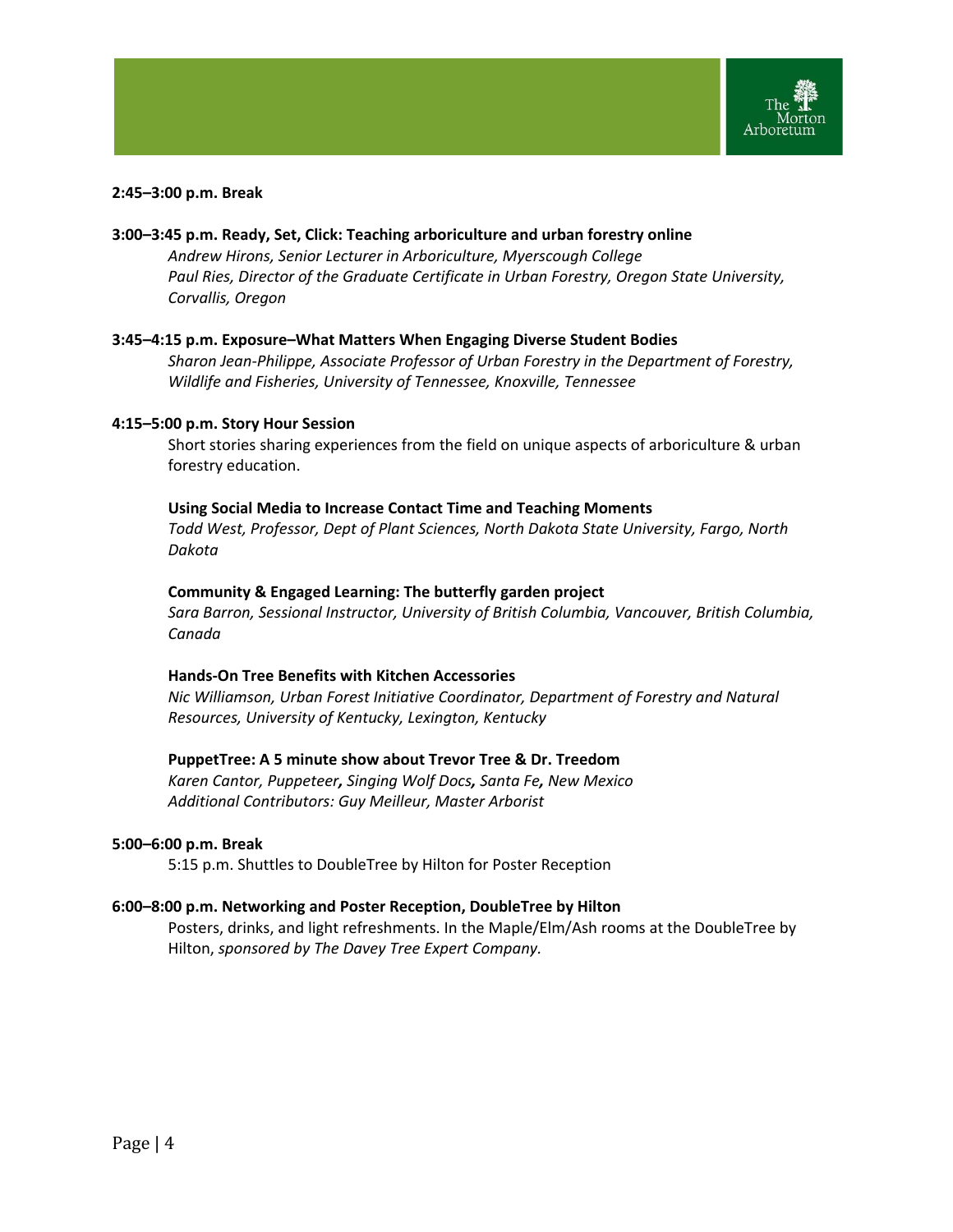**2:45–3:00 p.m. Break**

**3:00–3:45 p.m. Ready, Set, Click: Teaching arboriculture and urban forestry online**

*Andrew Hirons, Senior Lecturer in Arboriculture, Myerscough College*
*Paul Ries, Director of the Graduate Certificate in Urban Forestry, Oregon State University, Corvallis, Oregon*

**3:45–4:15 p.m. Exposure–What Matters When Engaging Diverse Student Bodies**

*Sharon Jean-Philippe, Associate Professor of Urban Forestry in the Department of Forestry, Wildlife and Fisheries, University of Tennessee, Knoxville, Tennessee*

**4:15–5:00 p.m. Story Hour Session**

Short stories sharing experiences from the field on unique aspects of arboriculture & urban forestry education.

**Using Social Media to Increase Contact Time and Teaching Moments**
*Todd West, Professor, Dept of Plant Sciences, North Dakota State University, Fargo, North Dakota*

**Community & Engaged Learning: The butterfly garden project**
*Sara Barron, Sessional Instructor, University of British Columbia, Vancouver, British Columbia, Canada*

**Hands-On Tree Benefits with Kitchen Accessories**
*Nic Williamson, Urban Forest Initiative Coordinator, Department of Forestry and Natural Resources, University of Kentucky, Lexington, Kentucky*

**PuppetTree: A 5 minute show about Trevor Tree & Dr. Treedom**
*Karen Cantor, Puppeteer, Singing Wolf Docs, Santa Fe, New Mexico*
*Additional Contributors: Guy Meilleur, Master Arborist*

**5:00–6:00 p.m. Break**

5:15 p.m. Shuttles to DoubleTree by Hilton for Poster Reception

**6:00–8:00 p.m. Networking and Poster Reception, DoubleTree by Hilton**

Posters, drinks, and light refreshments. In the Maple/Elm/Ash rooms at the DoubleTree by Hilton, *sponsored by The Davey Tree Expert Company.*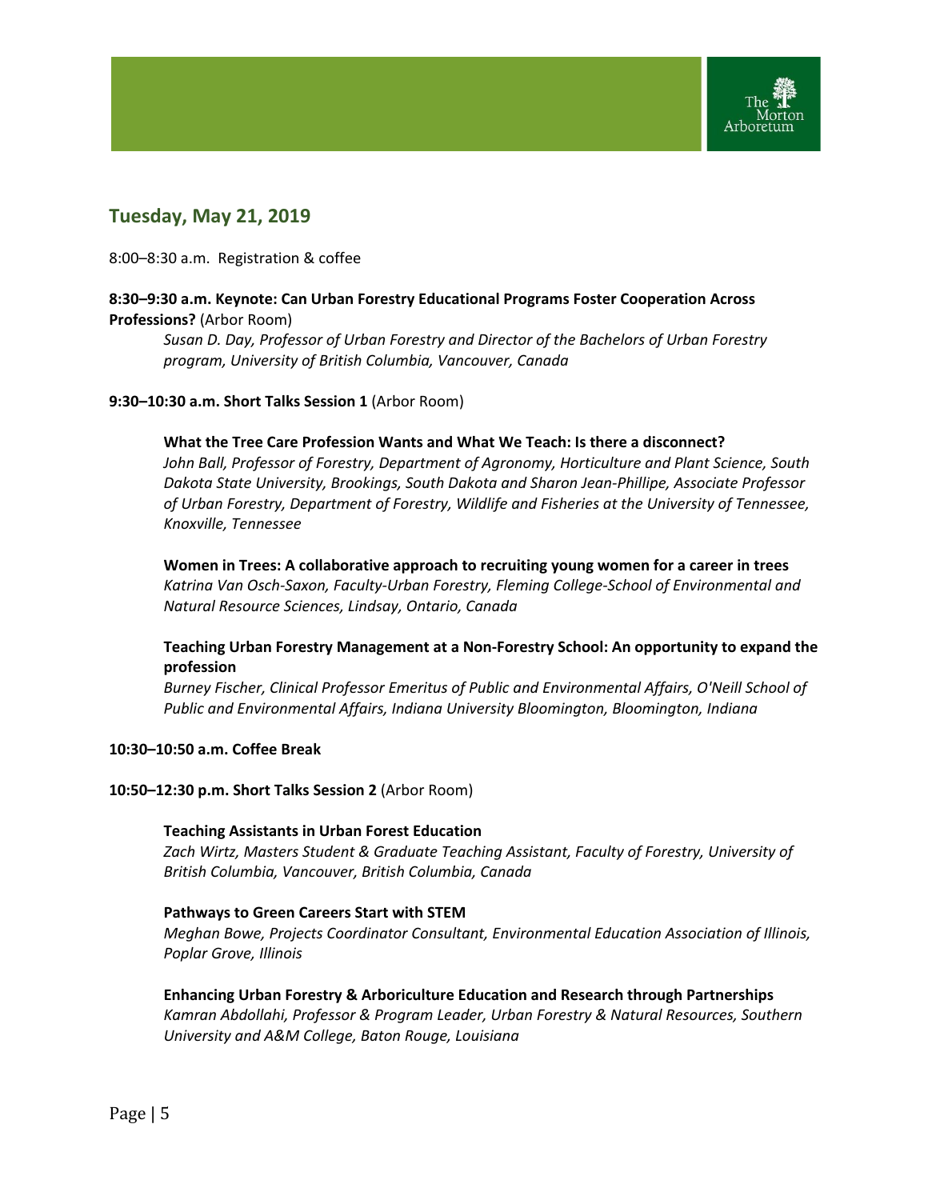## Tuesday, May 21, 2019

8:00–8:30 a.m. Registration & coffee

**8:30–9:30 a.m. Keynote: Can Urban Forestry Educational Programs Foster Cooperation Across Professions?** (Arbor Room)

*Susan D. Day, Professor of Urban Forestry and Director of the Bachelors of Urban Forestry program, University of British Columbia, Vancouver, Canada*

**9:30–10:30 a.m. Short Talks Session 1** (Arbor Room)

**What the Tree Care Profession Wants and What We Teach: Is there a disconnect?**
*John Ball, Professor of Forestry, Department of Agronomy, Horticulture and Plant Science, South Dakota State University, Brookings, South Dakota and Sharon Jean-Phillipe, Associate Professor of Urban Forestry, Department of Forestry, Wildlife and Fisheries at the University of Tennessee, Knoxville, Tennessee*

**Women in Trees: A collaborative approach to recruiting young women for a career in trees**
*Katrina Van Osch-Saxon, Faculty-Urban Forestry, Fleming College-School of Environmental and Natural Resource Sciences, Lindsay, Ontario, Canada*

**Teaching Urban Forestry Management at a Non-Forestry School: An opportunity to expand the profession**
*Burney Fischer, Clinical Professor Emeritus of Public and Environmental Affairs, O'Neill School of Public and Environmental Affairs, Indiana University Bloomington, Bloomington, Indiana*

**10:30–10:50 a.m. Coffee Break**

**10:50–12:30 p.m. Short Talks Session 2** (Arbor Room)

**Teaching Assistants in Urban Forest Education**
*Zach Wirtz, Masters Student & Graduate Teaching Assistant, Faculty of Forestry, University of British Columbia, Vancouver, British Columbia, Canada*

**Pathways to Green Careers Start with STEM**
*Meghan Bowe, Projects Coordinator Consultant, Environmental Education Association of Illinois, Poplar Grove, Illinois*

**Enhancing Urban Forestry & Arboriculture Education and Research through Partnerships**
*Kamran Abdollahi, Professor & Program Leader, Urban Forestry & Natural Resources, Southern University and A&M College, Baton Rouge, Louisiana*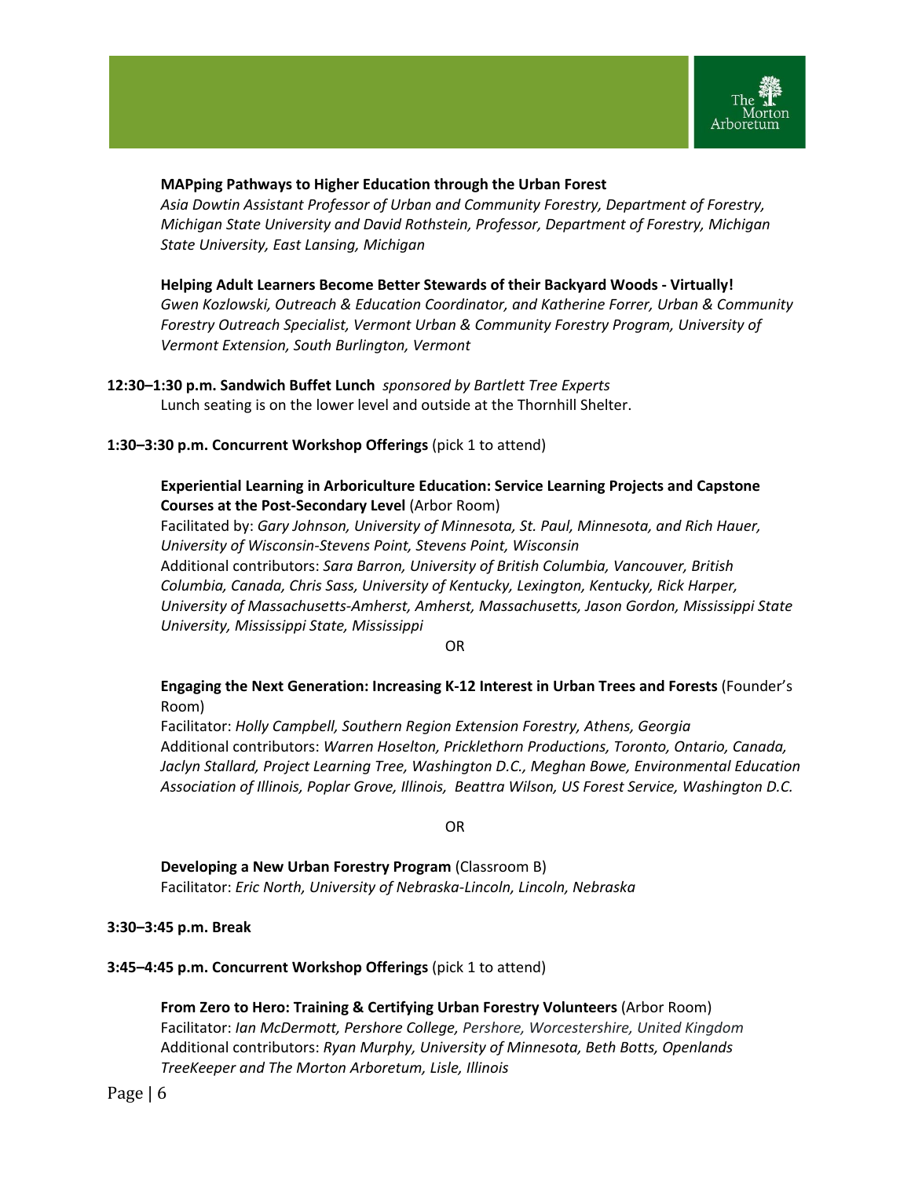**MAPping Pathways to Higher Education through the Urban Forest**
*Asia Dowtin Assistant Professor of Urban and Community Forestry, Department of Forestry, Michigan State University and David Rothstein, Professor, Department of Forestry, Michigan State University, East Lansing, Michigan*

**Helping Adult Learners Become Better Stewards of their Backyard Woods - Virtually!**
*Gwen Kozlowski, Outreach & Education Coordinator, and Katherine Forrer, Urban & Community Forestry Outreach Specialist, Vermont Urban & Community Forestry Program, University of Vermont Extension, South Burlington, Vermont*

**12:30–1:30 p.m. Sandwich Buffet Lunch** *sponsored by Bartlett Tree Experts*
Lunch seating is on the lower level and outside at the Thornhill Shelter.

**1:30–3:30 p.m. Concurrent Workshop Offerings** (pick 1 to attend)

**Experiential Learning in Arboriculture Education: Service Learning Projects and Capstone Courses at the Post-Secondary Level** (Arbor Room)
Facilitated by: *Gary Johnson, University of Minnesota, St. Paul, Minnesota, and Rich Hauer, University of Wisconsin-Stevens Point, Stevens Point, Wisconsin*
Additional contributors: *Sara Barron, University of British Columbia, Vancouver, British Columbia, Canada, Chris Sass, University of Kentucky, Lexington, Kentucky, Rick Harper, University of Massachusetts-Amherst, Amherst, Massachusetts, Jason Gordon, Mississippi State University, Mississippi State, Mississippi*

OR

**Engaging the Next Generation: Increasing K-12 Interest in Urban Trees and Forests** (Founder's Room)
Facilitator: *Holly Campbell, Southern Region Extension Forestry, Athens, Georgia*
Additional contributors: *Warren Hoselton, Pricklethorn Productions, Toronto, Ontario, Canada, Jaclyn Stallard, Project Learning Tree, Washington D.C., Meghan Bowe, Environmental Education Association of Illinois, Poplar Grove, Illinois, Beattra Wilson, US Forest Service, Washington D.C.*

OR

**Developing a New Urban Forestry Program** (Classroom B)
Facilitator: *Eric North, University of Nebraska-Lincoln, Lincoln, Nebraska*

**3:30–3:45 p.m. Break**

**3:45–4:45 p.m. Concurrent Workshop Offerings** (pick 1 to attend)

**From Zero to Hero: Training & Certifying Urban Forestry Volunteers** (Arbor Room)
Facilitator: *Ian McDermott, Pershore College, Pershore, Worcestershire, United Kingdom*
Additional contributors: *Ryan Murphy, University of Minnesota, Beth Botts, Openlands TreeKeeper and The Morton Arboretum, Lisle, Illinois*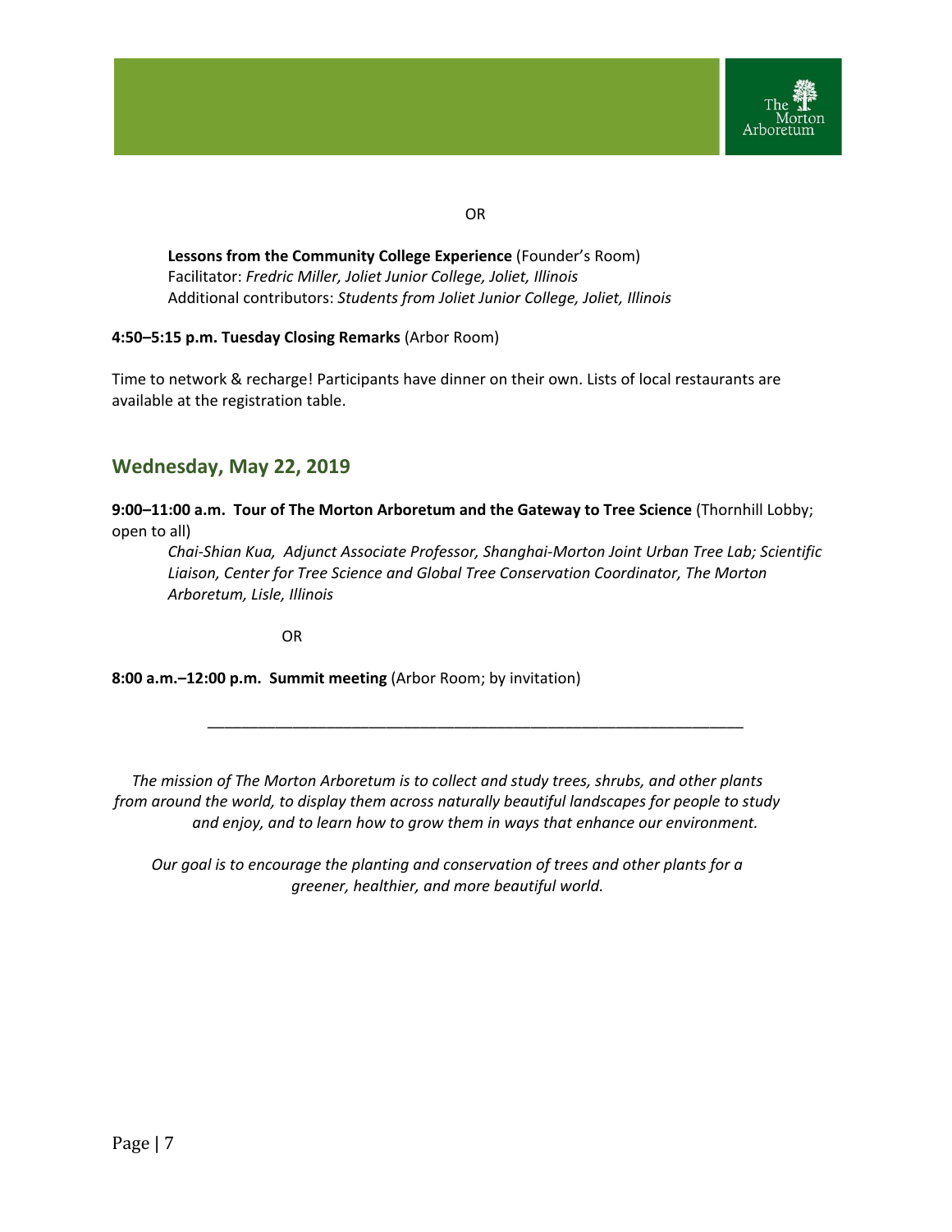OR

**Lessons from the Community College Experience** (Founder's Room)
Facilitator: *Fredric Miller, Joliet Junior College, Joliet, Illinois*
Additional contributors: *Students from Joliet Junior College, Joliet, Illinois*

**4:50–5:15 p.m. Tuesday Closing Remarks** (Arbor Room)

Time to network & recharge! Participants have dinner on their own. Lists of local restaurants are available at the registration table.

## Wednesday, May 22, 2019

**9:00–11:00 a.m. Tour of The Morton Arboretum and the Gateway to Tree Science** (Thornhill Lobby; open to all)

*Chai-Shian Kua, Adjunct Associate Professor, Shanghai-Morton Joint Urban Tree Lab; Scientific Liaison, Center for Tree Science and Global Tree Conservation Coordinator, The Morton Arboretum, Lisle, Illinois*

OR

**8:00 a.m.–12:00 p.m. Summit meeting** (Arbor Room; by invitation)

---

*The mission of The Morton Arboretum is to collect and study trees, shrubs, and other plants from around the world, to display them across naturally beautiful landscapes for people to study and enjoy, and to learn how to grow them in ways that enhance our environment.*

*Our goal is to encourage the planting and conservation of trees and other plants for a greener, healthier, and more beautiful world.*